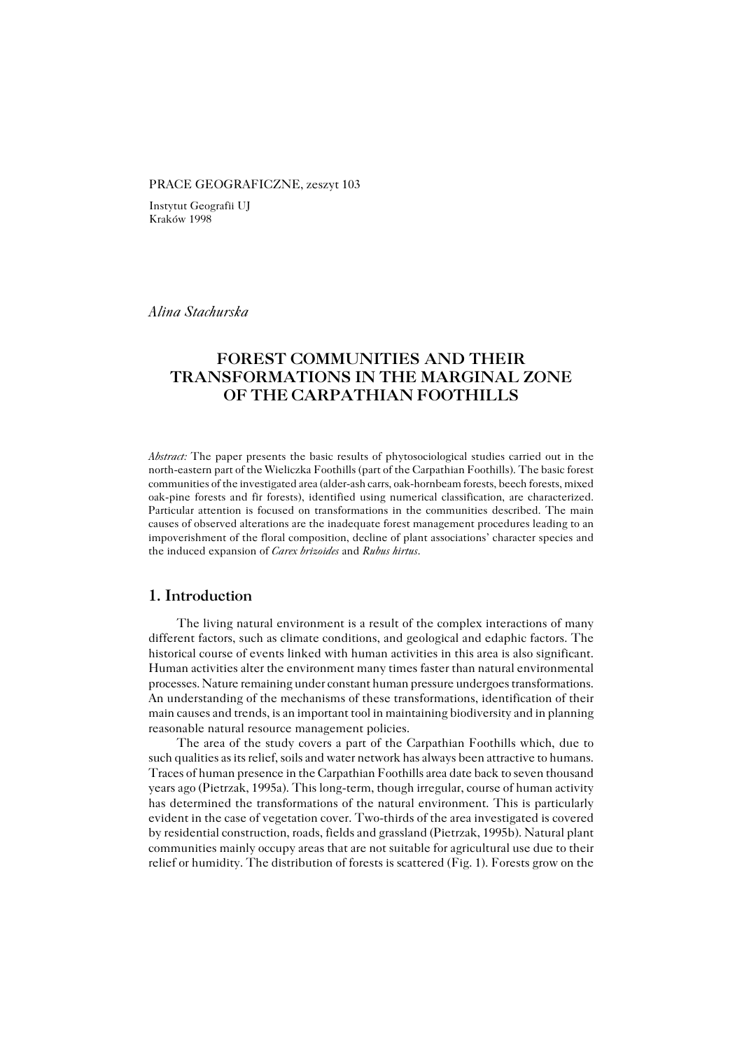PRACE GEOGRAFICZNE, zeszyt 103

Instytut Geografii UJ
Kraków 1998

*Alina Stachurska*

# FOREST COMMUNITIES AND THEIR TRANSFORMATIONS IN THE MARGINAL ZONE OF THE CARPATHIAN FOOTHILLS

*Abstract:* The paper presents the basic results of phytosociological studies carried out in the north-eastern part of the Wieliczka Foothills (part of the Carpathian Foothills). The basic forest communities of the investigated area (alder-ash carrs, oak-hornbeam forests, beech forests, mixed oak-pine forests and fir forests), identified using numerical classification, are characterized. Particular attention is focused on transformations in the communities described. The main causes of observed alterations are the inadequate forest management procedures leading to an impoverishment of the floral composition, decline of plant associations' character species and the induced expansion of *Carex brizoides* and *Rubus hirtus*.

## 1. Introduction

The living natural environment is a result of the complex interactions of many different factors, such as climate conditions, and geological and edaphic factors. The historical course of events linked with human activities in this area is also significant. Human activities alter the environment many times faster than natural environmental processes. Nature remaining under constant human pressure undergoes transformations. An understanding of the mechanisms of these transformations, identification of their main causes and trends, is an important tool in maintaining biodiversity and in planning reasonable natural resource management policies.

The area of the study covers a part of the Carpathian Foothills which, due to such qualities as its relief, soils and water network has always been attractive to humans. Traces of human presence in the Carpathian Foothills area date back to seven thousand years ago (Pietrzak, 1995a). This long-term, though irregular, course of human activity has determined the transformations of the natural environment. This is particularly evident in the case of vegetation cover. Two-thirds of the area investigated is covered by residential construction, roads, fields and grassland (Pietrzak, 1995b). Natural plant communities mainly occupy areas that are not suitable for agricultural use due to their relief or humidity. The distribution of forests is scattered (Fig. 1). Forests grow on the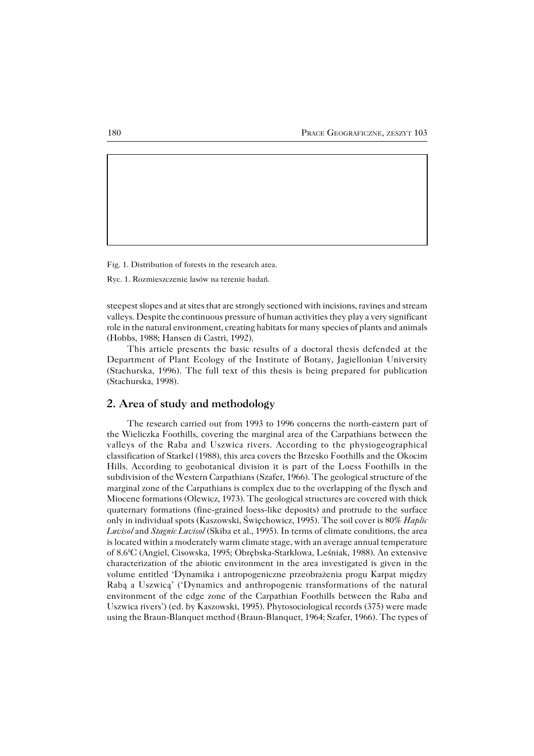Fig. 1. Distribution of forests in the research area.

Ryc. 1. Rozmieszczenie lasów na terenie badań.

steepest slopes and at sites that are strongly sectioned with incisions, ravines and stream valleys. Despite the continuous pressure of human activities they play a very significant role in the natural environment, creating habitats for many species of plants and animals (Hobbs, 1988; Hansen di Castri, 1992).

This article presents the basic results of a doctoral thesis defended at the Department of Plant Ecology of the Institute of Botany, Jagiellonian University (Stachurska, 1996). The full text of this thesis is being prepared for publication (Stachurska, 1998).

## 2. Area of study and methodology

The research carried out from 1993 to 1996 concerns the north-eastern part of the Wieliczka Foothills, covering the marginal area of the Carpathians between the valleys of the Raba and Uszwica rivers. According to the physiogeographical classification of Starkel (1988), this area covers the Brzesko Foothills and the Okocim Hills. According to geobotanical division it is part of the Loess Foothills in the subdivision of the Western Carpathians (Szafer, 1966). The geological structure of the marginal zone of the Carpathians is complex due to the overlapping of the flysch and Miocene formations (Olewicz, 1973). The geological structures are covered with thick quaternary formations (fine-grained loess-like deposits) and protrude to the surface only in individual spots (Kaszowski, Święchowicz, 1995). The soil cover is 80% *Haplic Luvisol* and *Stagnic Luvisol* (Skiba et al., 1995). In terms of climate conditions, the area is located within a moderately warm climate stage, with an average annual temperature of 8.6$^{0}$C (Angiel, Cisowska, 1995; Obrębska-Starklowa, Leśniak, 1988). An extensive characterization of the abiotic environment in the area investigated is given in the volume entitled 'Dynamika i antropogeniczne przeobrażenia progu Karpat między Rabą a Uszwicą' ('Dynamics and anthropogenic transformations of the natural environment of the edge zone of the Carpathian Foothills between the Raba and Uszwica rivers') (ed. by Kaszowski, 1995). Phytosociological records (375) were made using the Braun-Blanquet method (Braun-Blanquet, 1964; Szafer, 1966). The types of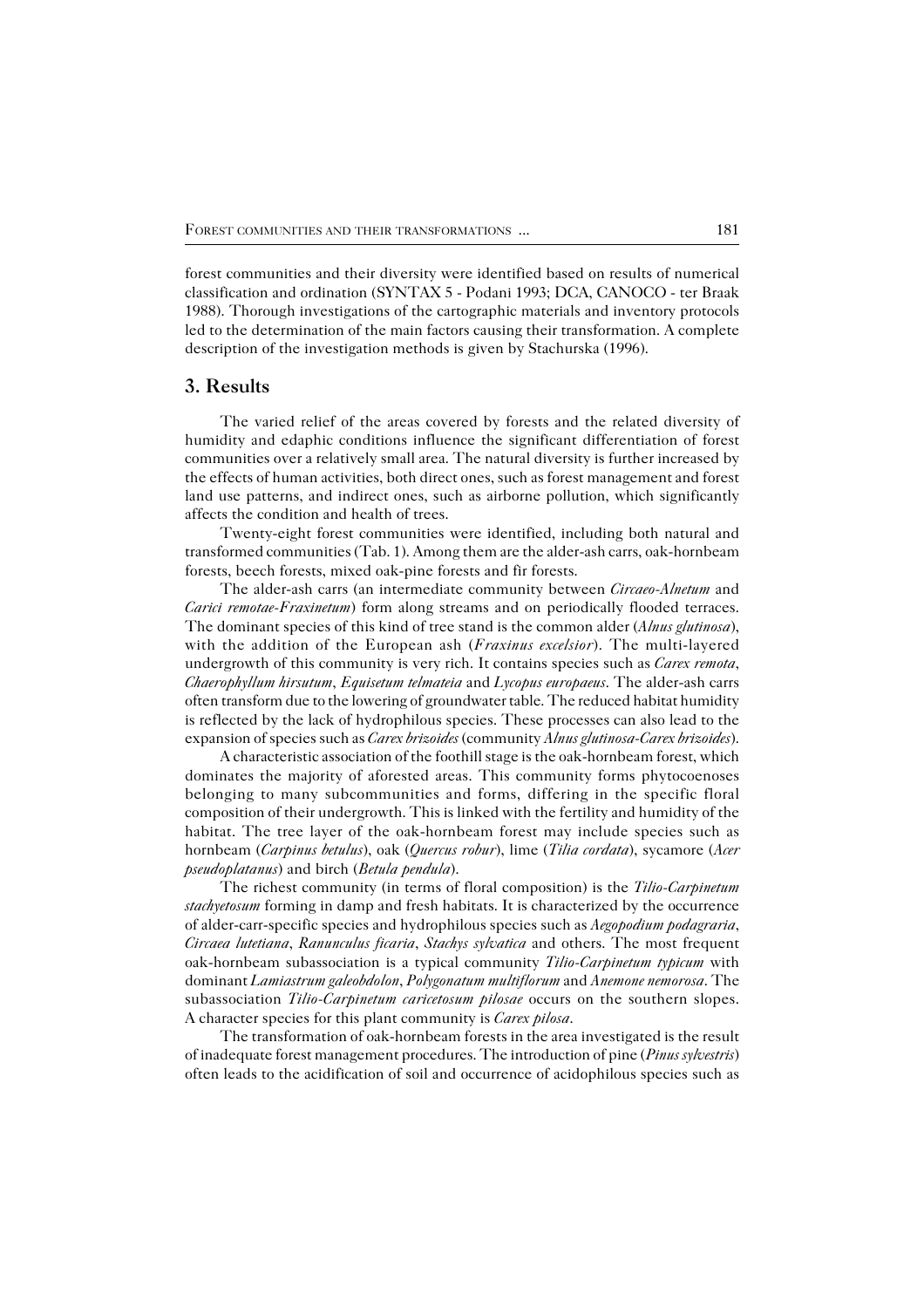forest communities and their diversity were identified based on results of numerical classification and ordination (SYNTAX 5 - Podani 1993; DCA, CANOCO - ter Braak 1988). Thorough investigations of the cartographic materials and inventory protocols led to the determination of the main factors causing their transformation. A complete description of the investigation methods is given by Stachurska (1996).

## 3. Results

The varied relief of the areas covered by forests and the related diversity of humidity and edaphic conditions influence the significant differentiation of forest communities over a relatively small area. The natural diversity is further increased by the effects of human activities, both direct ones, such as forest management and forest land use patterns, and indirect ones, such as airborne pollution, which significantly affects the condition and health of trees.

Twenty-eight forest communities were identified, including both natural and transformed communities (Tab. 1). Among them are the alder-ash carrs, oak-hornbeam forests, beech forests, mixed oak-pine forests and fir forests.

The alder-ash carrs (an intermediate community between *Circaeo-Alnetum* and *Carici remotae-Fraxinetum*) form along streams and on periodically flooded terraces. The dominant species of this kind of tree stand is the common alder (*Alnus glutinosa*), with the addition of the European ash (*Fraxinus excelsior*). The multi-layered undergrowth of this community is very rich. It contains species such as *Carex remota*, *Chaerophyllum hirsutum*, *Equisetum telmateia* and *Lycopus europaeus*. The alder-ash carrs often transform due to the lowering of groundwater table. The reduced habitat humidity is reflected by the lack of hydrophilous species. These processes can also lead to the expansion of species such as *Carex brizoides* (community *Alnus glutinosa-Carex brizoides*).

A characteristic association of the foothill stage is the oak-hornbeam forest, which dominates the majority of aforested areas. This community forms phytocoenoses belonging to many subcommunities and forms, differing in the specific floral composition of their undergrowth. This is linked with the fertility and humidity of the habitat. The tree layer of the oak-hornbeam forest may include species such as hornbeam (*Carpinus betulus*), oak (*Quercus robur*), lime (*Tilia cordata*), sycamore (*Acer pseudoplatanus*) and birch (*Betula pendula*).

The richest community (in terms of floral composition) is the *Tilio-Carpinetum stachyetosum* forming in damp and fresh habitats. It is characterized by the occurrence of alder-carr-specific species and hydrophilous species such as *Aegopodium podagraria*, *Circaea lutetiana*, *Ranunculus ficaria*, *Stachys sylvatica* and others. The most frequent oak-hornbeam subassociation is a typical community *Tilio-Carpinetum typicum* with dominant *Lamiastrum galeobdolon*, *Polygonatum multiflorum* and *Anemone nemorosa*. The subassociation *Tilio-Carpinetum caricetosum pilosae* occurs on the southern slopes. A character species for this plant community is *Carex pilosa*.

The transformation of oak-hornbeam forests in the area investigated is the result of inadequate forest management procedures. The introduction of pine (*Pinus sylvestris*) often leads to the acidification of soil and occurrence of acidophilous species such as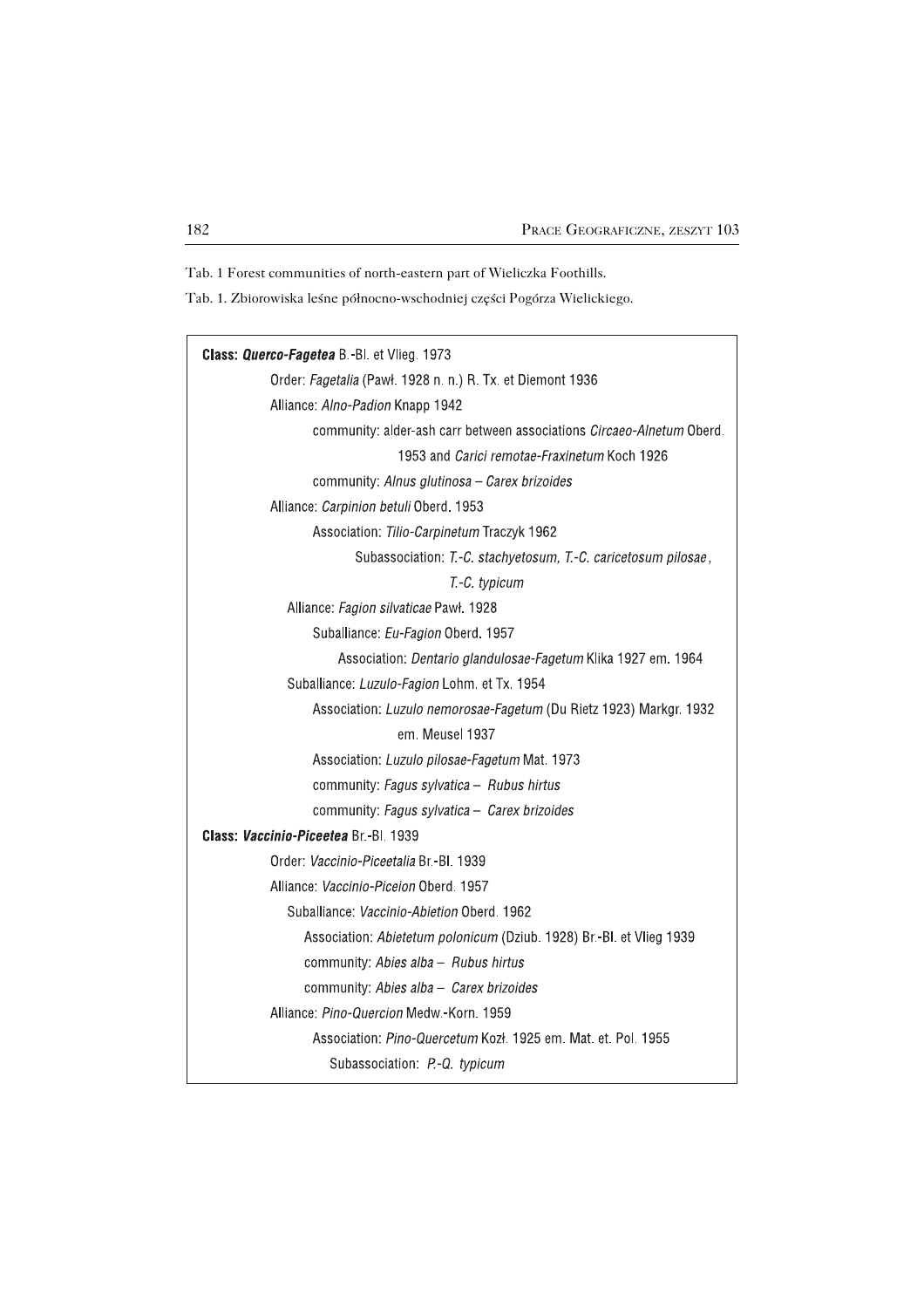Tab. 1 Forest communities of north-eastern part of Wieliczka Foothills.

Tab. 1. Zbiorowiska leśne północno-wschodniej części Pogórza Wielickiego.

**Class: *Querco-Fagetea*** B.-Bl. et Vlieg. 1973

- Order: *Fagetalia* (Pawł. 1928 n. n.) R. Tx. et Diemont 1936
  - Alliance: *Alno-Padion* Knapp 1942
    - community: alder-ash carr between associations *Circaeo-Alnetum* Oberd. 1953 and *Carici remotae-Fraxinetum* Koch 1926
    - community: *Alnus glutinosa – Carex brizoides*
  - Alliance: *Carpinion betuli* Oberd. 1953
    - Association: *Tilio-Carpinetum* Traczyk 1962
      - Subassociation: *T.-C. stachyetosum, T.-C. caricetosum pilosae*, *T.-C. typicum*
  - Alliance: *Fagion silvaticae* Pawł. 1928
    - Suballiance: *Eu-Fagion* Oberd. 1957
      - Association: *Dentario glandulosae-Fagetum* Klika 1927 em. 1964
    - Suballiance: *Luzulo-Fagion* Lohm. et Tx. 1954
      - Association: *Luzulo nemorosae-Fagetum* (Du Rietz 1923) Markgr. 1932 em. Meusel 1937
      - Association: *Luzulo pilosae-Fagetum* Mat. 1973
      - community: *Fagus sylvatica – Rubus hirtus*
      - community: *Fagus sylvatica – Carex brizoides*

**Class: *Vaccinio-Piceetea*** Br.-Bl. 1939

- Order: *Vaccinio-Piceetalia* Br.-Bl. 1939
  - Alliance: *Vaccinio-Piceion* Oberd. 1957
    - Suballiance: *Vaccinio-Abietion* Oberd. 1962
      - Association: *Abietetum polonicum* (Dziub. 1928) Br.-Bl. et Vlieg 1939
      - community: *Abies alba – Rubus hirtus*
      - community: *Abies alba – Carex brizoides*
  - Alliance: *Pino-Quercion* Medw.-Korn. 1959
    - Association: *Pino-Quercetum* Kozł. 1925 em. Mat. et. Pol. 1955
      - Subassociation: *P.-Q. typicum*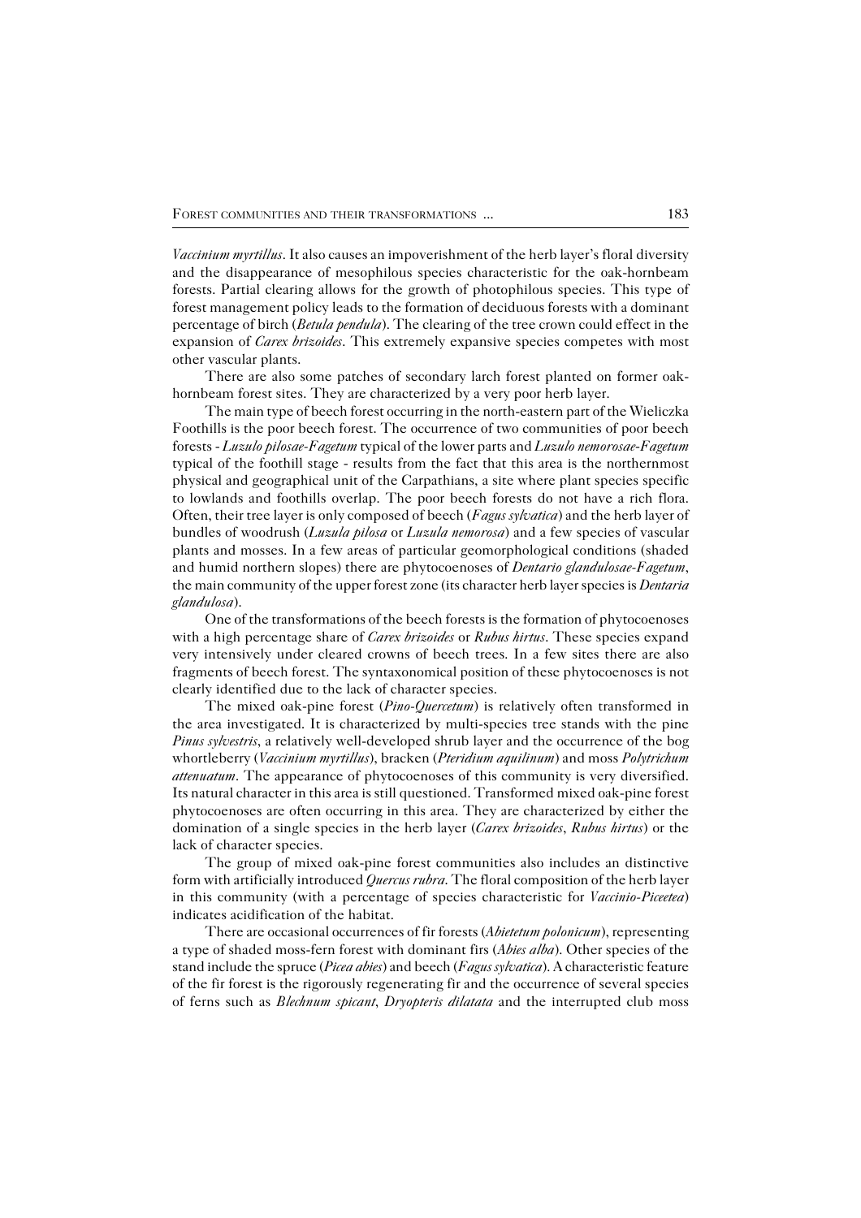*Vaccinium myrtillus*. It also causes an impoverishment of the herb layer's floral diversity and the disappearance of mesophilous species characteristic for the oak-hornbeam forests. Partial clearing allows for the growth of photophilous species. This type of forest management policy leads to the formation of deciduous forests with a dominant percentage of birch (*Betula pendula*). The clearing of the tree crown could effect in the expansion of *Carex brizoides*. This extremely expansive species competes with most other vascular plants.

There are also some patches of secondary larch forest planted on former oak-hornbeam forest sites. They are characterized by a very poor herb layer.

The main type of beech forest occurring in the north-eastern part of the Wieliczka Foothills is the poor beech forest. The occurrence of two communities of poor beech forests - *Luzulo pilosae-Fagetum* typical of the lower parts and *Luzulo nemorosae-Fagetum* typical of the foothill stage - results from the fact that this area is the northernmost physical and geographical unit of the Carpathians, a site where plant species specific to lowlands and foothills overlap. The poor beech forests do not have a rich flora. Often, their tree layer is only composed of beech (*Fagus sylvatica*) and the herb layer of bundles of woodrush (*Luzula pilosa* or *Luzula nemorosa*) and a few species of vascular plants and mosses. In a few areas of particular geomorphological conditions (shaded and humid northern slopes) there are phytocoenoses of *Dentario glandulosae-Fagetum*, the main community of the upper forest zone (its character herb layer species is *Dentaria glandulosa*).

One of the transformations of the beech forests is the formation of phytocoenoses with a high percentage share of *Carex brizoides* or *Rubus hirtus*. These species expand very intensively under cleared crowns of beech trees. In a few sites there are also fragments of beech forest. The syntaxonomical position of these phytocoenoses is not clearly identified due to the lack of character species.

The mixed oak-pine forest (*Pino-Quercetum*) is relatively often transformed in the area investigated. It is characterized by multi-species tree stands with the pine *Pinus sylvestris*, a relatively well-developed shrub layer and the occurrence of the bog whortleberry (*Vaccinium myrtillus*), bracken (*Pteridium aquilinum*) and moss *Polytrichum attenuatum*. The appearance of phytocoenoses of this community is very diversified. Its natural character in this area is still questioned. Transformed mixed oak-pine forest phytocoenoses are often occurring in this area. They are characterized by either the domination of a single species in the herb layer (*Carex brizoides*, *Rubus hirtus*) or the lack of character species.

The group of mixed oak-pine forest communities also includes an distinctive form with artificially introduced *Quercus rubra*. The floral composition of the herb layer in this community (with a percentage of species characteristic for *Vaccinio-Piceetea*) indicates acidification of the habitat.

There are occasional occurrences of fir forests (*Abietetum polonicum*), representing a type of shaded moss-fern forest with dominant firs (*Abies alba*). Other species of the stand include the spruce (*Picea abies*) and beech (*Fagus sylvatica*). A characteristic feature of the fir forest is the rigorously regenerating fir and the occurrence of several species of ferns such as *Blechnum spicant*, *Dryopteris dilatata* and the interrupted club moss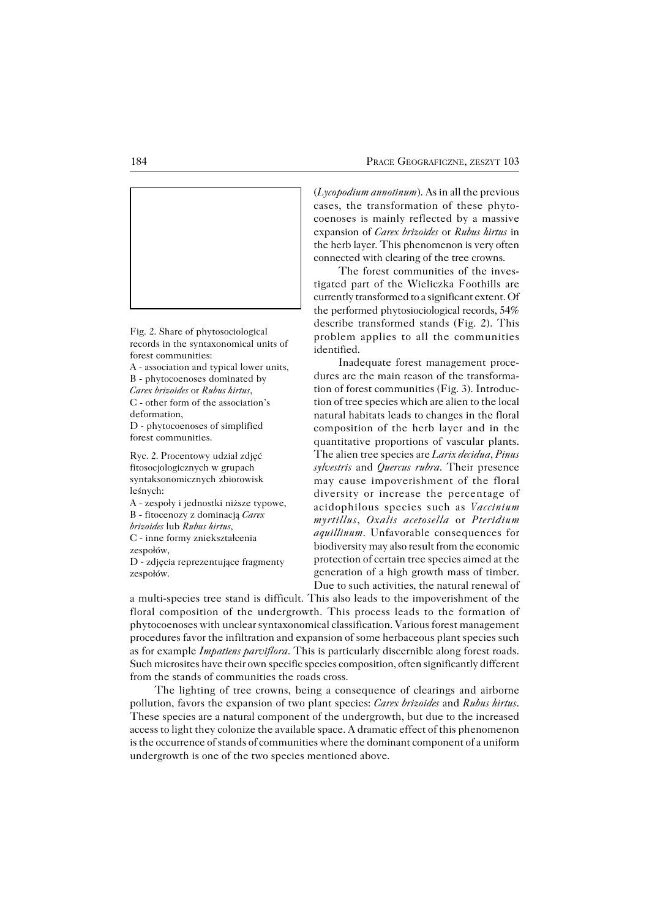Fig. 2. Share of phytosociological records in the syntaxonomical units of forest communities:
A - association and typical lower units,
B - phytocoenoses dominated by *Carex brizoides* or *Rubus hirtus*,
C - other form of the association's deformation,
D - phytocoenoses of simplified forest communities.

Ryc. 2. Procentowy udział zdjęć fitosocjologicznych w grupach syntaksonomicznych zbiorowisk leśnych:
A - zespoły i jednostki niższe typowe,
B - fitocenozy z dominacją *Carex brizoides* lub *Rubus hirtus*,
C - inne formy zniekształcenia zespołów,
D - zdjęcia reprezentujące fragmenty zespołów.

(*Lycopodium annotinum*). As in all the previous cases, the transformation of these phytocoenoses is mainly reflected by a massive expansion of *Carex brizoides* or *Rubus hirtus* in the herb layer. This phenomenon is very often connected with clearing of the tree crowns.

The forest communities of the investigated part of the Wieliczka Foothills are currently transformed to a significant extent. Of the performed phytosiociological records, 54% describe transformed stands (Fig. 2). This problem applies to all the communities identified.

Inadequate forest management procedures are the main reason of the transformation of forest communities (Fig. 3). Introduction of tree species which are alien to the local natural habitats leads to changes in the floral composition of the herb layer and in the quantitative proportions of vascular plants. The alien tree species are *Larix decidua*, *Pinus sylvestris* and *Quercus rubra*. Their presence may cause impoverishment of the floral diversity or increase the percentage of acidophilous species such as *Vaccinium myrtillus*, *Oxalis acetosella* or *Pteridium aquillinum*. Unfavorable consequences for biodiversity may also result from the economic protection of certain tree species aimed at the generation of a high growth mass of timber. Due to such activities, the natural renewal of a multi-species tree stand is difficult. This also leads to the impoverishment of the floral composition of the undergrowth. This process leads to the formation of phytocoenoses with unclear syntaxonomical classification. Various forest management procedures favor the infiltration and expansion of some herbaceous plant species such as for example *Impatiens parviflora*. This is particularly discernible along forest roads. Such microsites have their own specific species composition, often significantly different from the stands of communities the roads cross.

The lighting of tree crowns, being a consequence of clearings and airborne pollution, favors the expansion of two plant species: *Carex brizoides* and *Rubus hirtus*. These species are a natural component of the undergrowth, but due to the increased access to light they colonize the available space. A dramatic effect of this phenomenon is the occurrence of stands of communities where the dominant component of a uniform undergrowth is one of the two species mentioned above.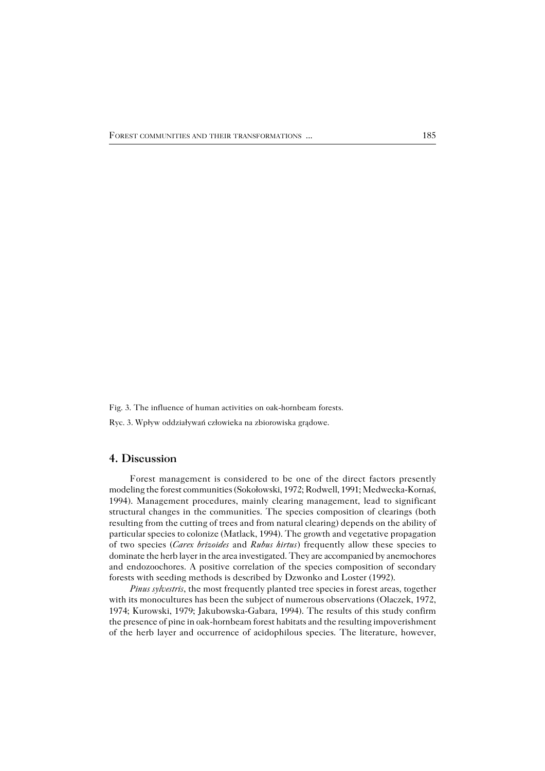Fig. 3. The influence of human activities on oak-hornbeam forests.

Ryc. 3. Wpływ oddziaływań człowieka na zbiorowiska grądowe.

## 4. Discussion

Forest management is considered to be one of the direct factors presently modeling the forest communities (Sokołowski, 1972; Rodwell, 1991; Medwecka-Kornaś, 1994). Management procedures, mainly clearing management, lead to significant structural changes in the communities. The species composition of clearings (both resulting from the cutting of trees and from natural clearing) depends on the ability of particular species to colonize (Matlack, 1994). The growth and vegetative propagation of two species (*Carex brizoides* and *Rubus hirtus*) frequently allow these species to dominate the herb layer in the area investigated. They are accompanied by anemochores and endozoochores. A positive correlation of the species composition of secondary forests with seeding methods is described by Dzwonko and Loster (1992).

*Pinus sylvestris*, the most frequently planted tree species in forest areas, together with its monocultures has been the subject of numerous observations (Olaczek, 1972, 1974; Kurowski, 1979; Jakubowska-Gabara, 1994). The results of this study confirm the presence of pine in oak-hornbeam forest habitats and the resulting impoverishment of the herb layer and occurrence of acidophilous species. The literature, however,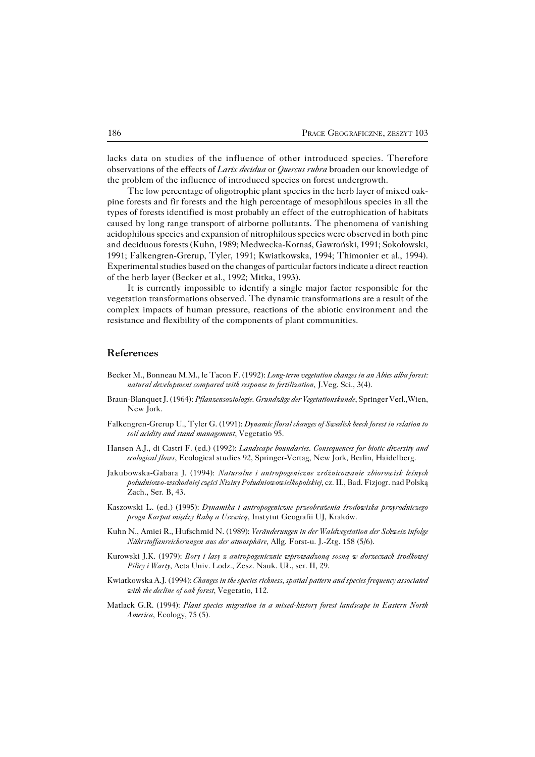lacks data on studies of the influence of other introduced species. Therefore observations of the effects of *Larix decidua* or *Quercus rubra* broaden our knowledge of the problem of the influence of introduced species on forest undergrowth.

The low percentage of oligotrophic plant species in the herb layer of mixed oak-pine forests and fir forests and the high percentage of mesophilous species in all the types of forests identified is most probably an effect of the eutrophication of habitats caused by long range transport of airborne pollutants. The phenomena of vanishing acidophilous species and expansion of nitrophilous species were observed in both pine and deciduous forests (Kuhn, 1989; Medwecka-Kornaś, Gawroński, 1991; Sokołowski, 1991; Falkengren-Grerup, Tyler, 1991; Kwiatkowska, 1994; Thimonier et al., 1994). Experimental studies based on the changes of particular factors indicate a direct reaction of the herb layer (Becker et al., 1992; Mitka, 1993).

It is currently impossible to identify a single major factor responsible for the vegetation transformations observed. The dynamic transformations are a result of the complex impacts of human pressure, reactions of the abiotic environment and the resistance and flexibility of the components of plant communities.

## References

Becker M., Bonneau M.M., le Tacon F. (1992): *Long-term vegetation changes in an Abies alba forest: natural development compared with response to fertilization*, J.Veg. Sci., 3(4).

Braun-Blanquet J. (1964): *Pflanzensoziologie. Grundzüge der Vegetationskunde*, Springer Verl.,Wien, New Jork.

Falkengren-Grerup U., Tyler G. (1991): *Dynamic floral changes of Swedish beech forest in relation to soil acidity and stand management*, Vegetatio 95.

Hansen A.J., di Castri F. (ed.) (1992): *Landscape boundaries. Consequences for biotic diversity and ecological flows*, Ecological studies 92, Springer-Vertag, New Jork, Berlin, Haidelberg.

Jakubowska-Gabara J. (1994): *Naturalne i antropogeniczne zróżnicowanie zbiorowisk leśnych południowo-wschodniej części Niziny Południowowielkopolskiej*, cz. II., Bad. Fizjogr. nad Polską Zach., Ser. B, 43.

Kaszowski L. (ed.) (1995): *Dynamika i antropogeniczne przeobrażenia środowiska przyrodniczego progu Karpat między Rabą a Uszwicą*, Instytut Geografii UJ, Kraków.

Kuhn N., Amiei R., Hufschmid N. (1989): *Veränderungen in der Waldvegetation der Schweiz infolge Nährstoffanreicherungen aus der atmosphäre*, Allg. Forst-u. J.-Ztg. 158 (5/6).

Kurowski J.K. (1979): *Bory i lasy z antropogenicznie wprowadzoną sosną w dorzeczach środkowej Pilicy i Warty*, Acta Univ. Lodz., Zesz. Nauk. UŁ, ser. II, 29.

Kwiatkowska A.J. (1994): *Changes in the species richness, spatial pattern and species frequency associated with the decline of oak forest*, Vegetatio, 112.

Matlack G.R. (1994): *Plant species migration in a mixed-history forest landscape in Eastern North America*, Ecology, 75 (5).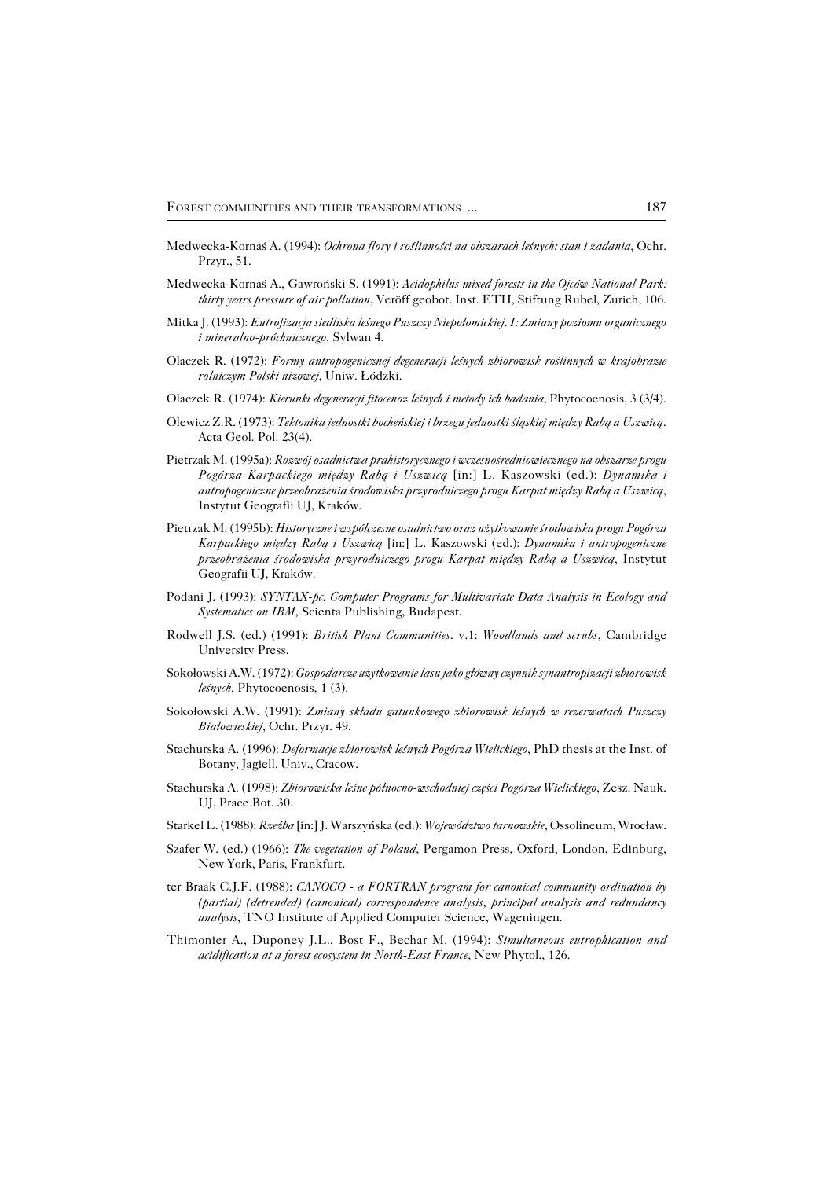Medwecka-Kornaś A. (1994): *Ochrona flory i roślinności na obszarach leśnych: stan i zadania*, Ochr. Przyr., 51.

Medwecka-Kornaś A., Gawroński S. (1991): *Acidophilus mixed forests in the Ojców National Park: thirty years pressure of air pollution*, Veröff geobot. Inst. ETH, Stiftung Rubel, Zurich, 106.

Mitka J. (1993): *Eutrofizacja siedliska leśnego Puszczy Niepołomickiej. I: Zmiany poziomu organicznego i mineralno-próchnicznego*, Sylwan 4.

Olaczek R. (1972): *Formy antropogenicznej degeneracji leśnych zbiorowisk roślinnych w krajobrazie rolniczym Polski niżowej*, Uniw. Łódzki.

Olaczek R. (1974): *Kierunki degeneracji fitocenoz leśnych i metody ich badania*, Phytocoenosis, 3 (3/4).

Olewicz Z.R. (1973): *Tektonika jednostki bocheńskiej i brzegu jednostki śląskiej między Rabą a Uszwicą*. Acta Geol. Pol. 23(4).

Pietrzak M. (1995a): *Rozwój osadnictwa prahistorycznego i wczesnośredniowiecznego na obszarze progu Pogórza Karpackiego między Rabą i Uszwicą* [in:] L. Kaszowski (ed.): *Dynamika i antropogeniczne przeobrażenia środowiska przyrodniczego progu Karpat między Rabą a Uszwicą*, Instytut Geografii UJ, Kraków.

Pietrzak M. (1995b): *Historyczne i współczesne osadnictwo oraz użytkowanie środowiska progu Pogórza Karpackiego między Rabą i Uszwicą* [in:] L. Kaszowski (ed.): *Dynamika i antropogeniczne przeobrażenia środowiska przyrodniczego progu Karpat między Rabą a Uszwicą*, Instytut Geografii UJ, Kraków.

Podani J. (1993): *SYNTAX-pc. Computer Programs for Multivariate Data Analysis in Ecology and Systematics on IBM*, Scienta Publishing, Budapest.

Rodwell J.S. (ed.) (1991): *British Plant Communities*. v.1: *Woodlands and scrubs*, Cambridge University Press.

Sokołowski A.W. (1972): *Gospodarcze użytkowanie lasu jako główny czynnik synantropizacji zbiorowisk leśnych*, Phytocoenosis, 1 (3).

Sokołowski A.W. (1991): *Zmiany składu gatunkowego zbiorowisk leśnych w rezerwatach Puszczy Białowieskiej*, Ochr. Przyr. 49.

Stachurska A. (1996): *Deformacje zbiorowisk leśnych Pogórza Wielickiego*, PhD thesis at the Inst. of Botany, Jagiell. Univ., Cracow.

Stachurska A. (1998): *Zbiorowiska leśne północno-wschodniej części Pogórza Wielickiego*, Zesz. Nauk. UJ, Prace Bot. 30.

Starkel L. (1988): *Rzeźba* [in:] J. Warszyńska (ed.): *Województwo tarnowskie*, Ossolineum, Wrocław.

Szafer W. (ed.) (1966): *The vegetation of Poland*, Pergamon Press, Oxford, London, Edinburg, New York, Paris, Frankfurt.

ter Braak C.J.F. (1988): *CANOCO - a FORTRAN program for canonical community ordination by (partial) (detrended) (canonical) correspondence analysis, principal analysis and redundancy analysis*, TNO Institute of Applied Computer Science, Wageningen.

Thimonier A., Duponey J.L., Bost F., Bechar M. (1994): *Simultaneous eutrophication and acidification at a forest ecosystem in North-East France*, New Phytol., 126.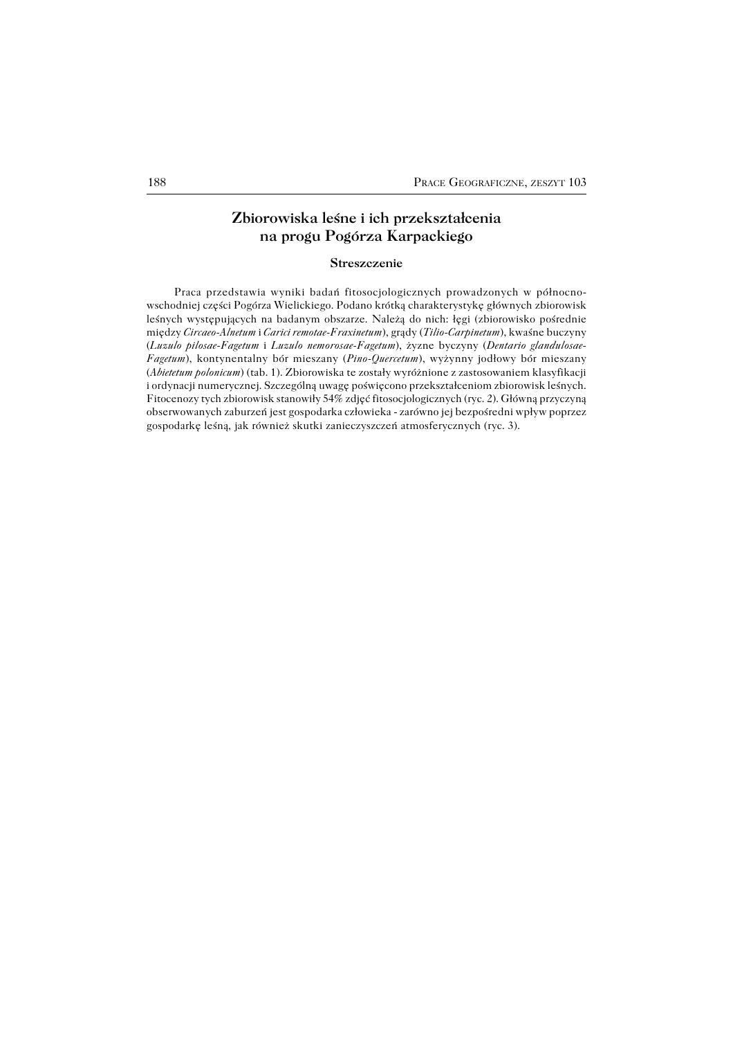## Zbiorowiska leśne i ich przekształcenia na progu Pogórza Karpackiego

### Streszczenie

Praca przedstawia wyniki badań fitosocjologicznych prowadzonych w północno-wschodniej części Pogórza Wielickiego. Podano krótką charakterystykę głównych zbiorowisk leśnych występujących na badanym obszarze. Należą do nich: łęgi (zbiorowisko pośrednie między *Circaeo-Alnetum* i *Carici remotae-Fraxinetum*), grądy (*Tilio-Carpinetum*), kwaśne buczyny (*Luzulo pilosae-Fagetum* i *Luzulo nemorosae-Fagetum*), żyzne byczyny (*Dentario glandulosae-Fagetum*), kontynentalny bór mieszany (*Pino-Quercetum*), wyżynny jodłowy bór mieszany (*Abietetum polonicum*) (tab. 1). Zbiorowiska te zostały wyróżnione z zastosowaniem klasyfikacji i ordynacji numerycznej. Szczególną uwagę poświęcono przekształceniom zbiorowisk leśnych. Fitocenozy tych zbiorowisk stanowiły 54% zdjęć fitosocjologicznych (ryc. 2). Główną przyczyną obserwowanych zaburzeń jest gospodarka człowieka - zarówno jej bezpośredni wpływ poprzez gospodarkę leśną, jak również skutki zanieczyszczeń atmosferycznych (ryc. 3).